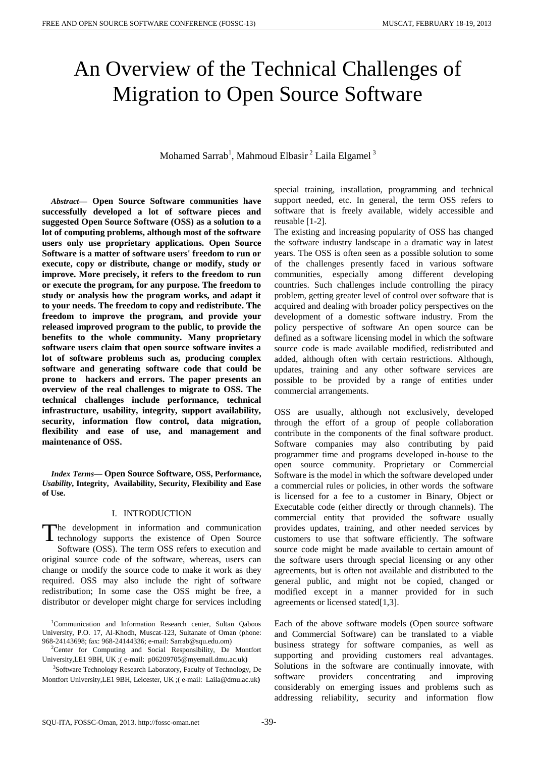# An Overview of the Technical Challenges of Migration to Open Source Software

Mohamed Sarrab[1], Mahmoud Elbasir [2] Laila Elgamel [3]

***Abstract*— Open Source Software communities have successfully developed a lot of software pieces and suggested Open Source Software (OSS) as a solution to a lot of computing problems, although most of the software users only use proprietary applications. Open Source Software is a matter of software users' freedom to run or execute, copy or distribute, change or modify, study or improve. More precisely, it refers to the freedom to run or execute the program, for any purpose. The freedom to study or analysis how the program works, and adapt it to your needs. The freedom to copy and redistribute. The freedom to improve the program, and provide your released improved program to the public, to provide the benefits to the whole community. Many proprietary software users claim that open source software invites a lot of software problems such as, producing complex software and generating software code that could be prone to hackers and errors. The paper presents an overview of the real challenges to migrate to OSS. The technical challenges include performance, technical infrastructure, usability, integrity, support availability, security, information flow control, data migration, flexibility and ease of use, and management and maintenance of OSS.**

***Index Terms*— Open Source Software, OSS, Performance, *Usability*, Integrity, Availability, Security, Flexibility and Ease of Use.**

## I. INTRODUCTION

The development in information and communication technology supports the existence of Open Source Software (OSS). The term OSS refers to execution and original source code of the software, whereas, users can change or modify the source code to make it work as they required. OSS may also include the right of software redistribution; In some case the OSS might be free, a distributor or developer might charge for services including special training, installation, programming and technical support needed, etc. In general, the term OSS refers to software that is freely available, widely accessible and reusable [1-2].

The existing and increasing popularity of OSS has changed the software industry landscape in a dramatic way in latest years. The OSS is often seen as a possible solution to some of the challenges presently faced in various software communities, especially among different developing countries. Such challenges include controlling the piracy problem, getting greater level of control over software that is acquired and dealing with broader policy perspectives on the development of a domestic software industry. From the policy perspective of software An open source can be defined as a software licensing model in which the software source code is made available modified, redistributed and added, although often with certain restrictions. Although, updates, training and any other software services are possible to be provided by a range of entities under commercial arrangements.

OSS are usually, although not exclusively, developed through the effort of a group of people collaboration contribute in the components of the final software product. Software companies may also contributing by paid programmer time and programs developed in-house to the open source community. Proprietary or Commercial Software is the model in which the software developed under a commercial rules or policies, in other words the software is licensed for a fee to a customer in Binary, Object or Executable code (either directly or through channels). The commercial entity that provided the software usually provides updates, training, and other needed services by customers to use that software efficiently. The software source code might be made available to certain amount of the software users through special licensing or any other agreements, but is often not available and distributed to the general public, and might not be copied, changed or modified except in a manner provided for in such agreements or licensed stated[1,3].

Each of the above software models (Open source software and Commercial Software) can be translated to a viable business strategy for software companies, as well as supporting and providing customers real advantages. Solutions in the software are continually innovate, with software providers concentrating and improving considerably on emerging issues and problems such as addressing reliability, security and information flow

[1]Communication and Information Research center, Sultan Qaboos University, P.O. 17, Al-Khodh, Muscat-123, Sultanate of Oman (phone: 968-24143698; fax: 968-24144336; e-mail: Sarrab@squ.edu.om)

[2]Center for Computing and Social Responsibility, De Montfort University,LE1 9BH, UK ;( e-mail: p06209705@myemail.dmu.ac.uk)

[3]Software Technology Research Laboratory, Faculty of Technology, De Montfort University,LE1 9BH, Leicester, UK ;( e-mail: Laila@dmu.ac.uk)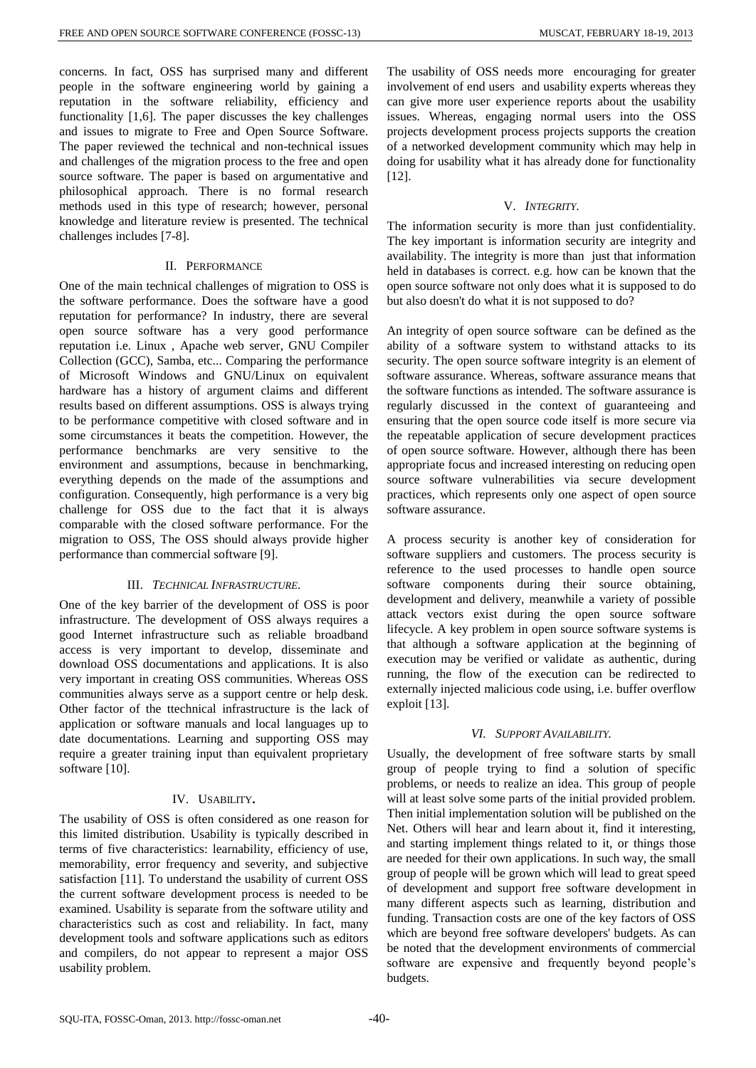concerns. In fact, OSS has surprised many and different people in the software engineering world by gaining a reputation in the software reliability, efficiency and functionality [1,6]. The paper discusses the key challenges and issues to migrate to Free and Open Source Software. The paper reviewed the technical and non-technical issues and challenges of the migration process to the free and open source software. The paper is based on argumentative and philosophical approach. There is no formal research methods used in this type of research; however, personal knowledge and literature review is presented. The technical challenges includes [7-8].

## II. Performance

One of the main technical challenges of migration to OSS is the software performance. Does the software have a good reputation for performance? In industry, there are several open source software has a very good performance reputation i.e. Linux , Apache web server, GNU Compiler Collection (GCC), Samba, etc... Comparing the performance of Microsoft Windows and GNU/Linux on equivalent hardware has a history of argument claims and different results based on different assumptions. OSS is always trying to be performance competitive with closed software and in some circumstances it beats the competition. However, the performance benchmarks are very sensitive to the environment and assumptions, because in benchmarking, everything depends on the made of the assumptions and configuration. Consequently, high performance is a very big challenge for OSS due to the fact that it is always comparable with the closed software performance. For the migration to OSS, The OSS should always provide higher performance than commercial software [9].

## III. *Technical Infrastructure.*

One of the key barrier of the development of OSS is poor infrastructure. The development of OSS always requires a good Internet infrastructure such as reliable broadband access is very important to develop, disseminate and download OSS documentations and applications. It is also very important in creating OSS communities. Whereas OSS communities always serve as a support centre or help desk. Other factor of the ttechnical infrastructure is the lack of application or software manuals and local languages up to date documentations. Learning and supporting OSS may require a greater training input than equivalent proprietary software [10].

## IV. Usability.

The usability of OSS is often considered as one reason for this limited distribution. Usability is typically described in terms of five characteristics: learnability, efficiency of use, memorability, error frequency and severity, and subjective satisfaction [11]. To understand the usability of current OSS the current software development process is needed to be examined. Usability is separate from the software utility and characteristics such as cost and reliability. In fact, many development tools and software applications such as editors and compilers, do not appear to represent a major OSS usability problem.

The usability of OSS needs more encouraging for greater involvement of end users and usability experts whereas they can give more user experience reports about the usability issues. Whereas, engaging normal users into the OSS projects development process projects supports the creation of a networked development community which may help in doing for usability what it has already done for functionality [12].

## V. *Integrity.*

The information security is more than just confidentiality. The key important is information security are integrity and availability. The integrity is more than just that information held in databases is correct. e.g. how can be known that the open source software not only does what it is supposed to do but also doesn't do what it is not supposed to do?

An integrity of open source software can be defined as the ability of a software system to withstand attacks to its security. The open source software integrity is an element of software assurance. Whereas, software assurance means that the software functions as intended. The software assurance is regularly discussed in the context of guaranteeing and ensuring that the open source code itself is more secure via the repeatable application of secure development practices of open source software. However, although there has been appropriate focus and increased interesting on reducing open source software vulnerabilities via secure development practices, which represents only one aspect of open source software assurance.

A process security is another key of consideration for software suppliers and customers. The process security is reference to the used processes to handle open source software components during their source obtaining, development and delivery, meanwhile a variety of possible attack vectors exist during the open source software lifecycle. A key problem in open source software systems is that although a software application at the beginning of execution may be verified or validate as authentic, during running, the flow of the execution can be redirected to externally injected malicious code using, i.e. buffer overflow exploit [13].

## *VI. Support Availability.*

Usually, the development of free software starts by small group of people trying to find a solution of specific problems, or needs to realize an idea. This group of people will at least solve some parts of the initial provided problem. Then initial implementation solution will be published on the Net. Others will hear and learn about it, find it interesting, and starting implement things related to it, or things those are needed for their own applications. In such way, the small group of people will be grown which will lead to great speed of development and support free software development in many different aspects such as learning, distribution and funding. Transaction costs are one of the key factors of OSS which are beyond free software developers' budgets. As can be noted that the development environments of commercial software are expensive and frequently beyond people's budgets.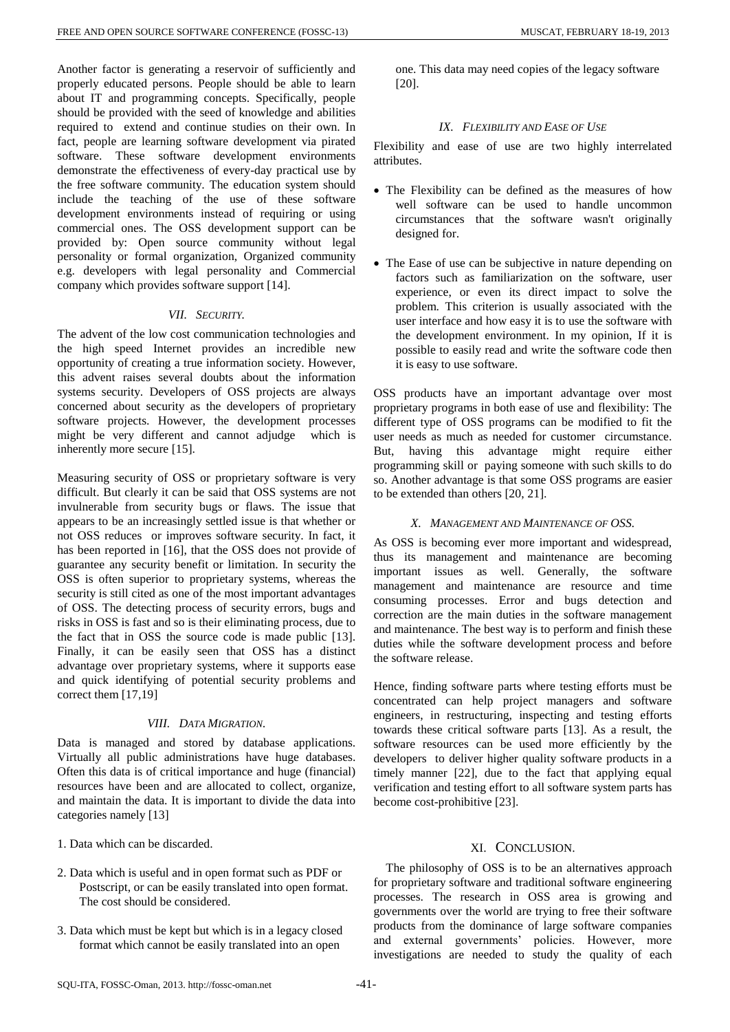Another factor is generating a reservoir of sufficiently and properly educated persons. People should be able to learn about IT and programming concepts. Specifically, people should be provided with the seed of knowledge and abilities required to extend and continue studies on their own. In fact, people are learning software development via pirated software. These software development environments demonstrate the effectiveness of every-day practical use by the free software community. The education system should include the teaching of the use of these software development environments instead of requiring or using commercial ones. The OSS development support can be provided by: Open source community without legal personality or formal organization, Organized community e.g. developers with legal personality and Commercial company which provides software support [14].

## VII. *Security.*

The advent of the low cost communication technologies and the high speed Internet provides an incredible new opportunity of creating a true information society. However, this advent raises several doubts about the information systems security. Developers of OSS projects are always concerned about security as the developers of proprietary software projects. However, the development processes might be very different and cannot adjudge which is inherently more secure [15].

Measuring security of OSS or proprietary software is very difficult. But clearly it can be said that OSS systems are not invulnerable from security bugs or flaws. The issue that appears to be an increasingly settled issue is that whether or not OSS reduces or improves software security. In fact, it has been reported in [16], that the OSS does not provide of guarantee any security benefit or limitation. In security the OSS is often superior to proprietary systems, whereas the security is still cited as one of the most important advantages of OSS. The detecting process of security errors, bugs and risks in OSS is fast and so is their eliminating process, due to the fact that in OSS the source code is made public [13]. Finally, it can be easily seen that OSS has a distinct advantage over proprietary systems, where it supports ease and quick identifying of potential security problems and correct them [17,19]

## VIII. *Data Migration.*

Data is managed and stored by database applications. Virtually all public administrations have huge databases. Often this data is of critical importance and huge (financial) resources have been and are allocated to collect, organize, and maintain the data. It is important to divide the data into categories namely [13]

1. Data which can be discarded.
2. Data which is useful and in open format such as PDF or Postscript, or can be easily translated into open format. The cost should be considered.
3. Data which must be kept but which is in a legacy closed format which cannot be easily translated into an open one. This data may need copies of the legacy software [20].

## IX. *Flexibility and Ease of Use*

Flexibility and ease of use are two highly interrelated attributes.

- The Flexibility can be defined as the measures of how well software can be used to handle uncommon circumstances that the software wasn't originally designed for.
- The Ease of use can be subjective in nature depending on factors such as familiarization on the software, user experience, or even its direct impact to solve the problem. This criterion is usually associated with the user interface and how easy it is to use the software with the development environment. In my opinion, If it is possible to easily read and write the software code then it is easy to use software.

OSS products have an important advantage over most proprietary programs in both ease of use and flexibility: The different type of OSS programs can be modified to fit the user needs as much as needed for customer circumstance. But, having this advantage might require either programming skill or paying someone with such skills to do so. Another advantage is that some OSS programs are easier to be extended than others [20, 21].

## X. *Management and Maintenance of OSS.*

As OSS is becoming ever more important and widespread, thus its management and maintenance are becoming important issues as well. Generally, the software management and maintenance are resource and time consuming processes. Error and bugs detection and correction are the main duties in the software management and maintenance. The best way is to perform and finish these duties while the software development process and before the software release.

Hence, finding software parts where testing efforts must be concentrated can help project managers and software engineers, in restructuring, inspecting and testing efforts towards these critical software parts [13]. As a result, the software resources can be used more efficiently by the developers to deliver higher quality software products in a timely manner [22], due to the fact that applying equal verification and testing effort to all software system parts has become cost-prohibitive [23].

## XI. Conclusion.

The philosophy of OSS is to be an alternatives approach for proprietary software and traditional software engineering processes. The research in OSS area is growing and governments over the world are trying to free their software products from the dominance of large software companies and external governments' policies. However, more investigations are needed to study the quality of each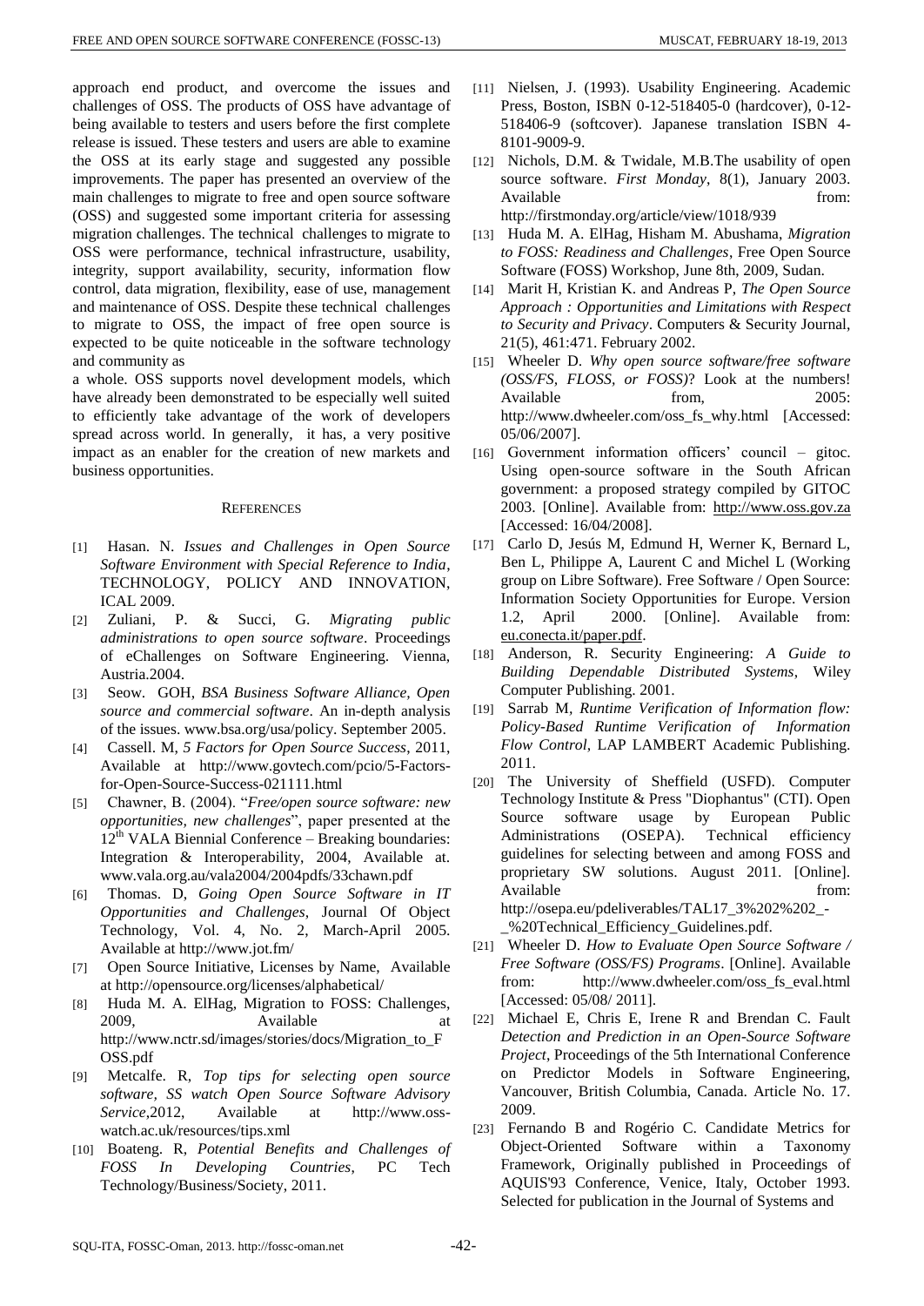approach end product, and overcome the issues and challenges of OSS. The products of OSS have advantage of being available to testers and users before the first complete release is issued. These testers and users are able to examine the OSS at its early stage and suggested any possible improvements. The paper has presented an overview of the main challenges to migrate to free and open source software (OSS) and suggested some important criteria for assessing migration challenges. The technical challenges to migrate to OSS were performance, technical infrastructure, usability, integrity, support availability, security, information flow control, data migration, flexibility, ease of use, management and maintenance of OSS. Despite these technical challenges to migrate to OSS, the impact of free open source is expected to be quite noticeable in the software technology and community as

a whole. OSS supports novel development models, which have already been demonstrated to be especially well suited to efficiently take advantage of the work of developers spread across world. In generally, it has, a very positive impact as an enabler for the creation of new markets and business opportunities.

## References

[1] Hasan. N. *Issues and Challenges in Open Source Software Environment with Special Reference to India*, TECHNOLOGY, POLICY AND INNOVATION, ICAL 2009.

[2] Zuliani, P. & Succi, G. *Migrating public administrations to open source software*. Proceedings of eChallenges on Software Engineering. Vienna, Austria.2004.

[3] Seow. GOH, *BSA Business Software Alliance, Open source and commercial software*. An in-depth analysis of the issues. www.bsa.org/usa/policy. September 2005.

[4] Cassell. M, *5 Factors for Open Source Success*, 2011, Available at http://www.govtech.com/pcio/5-Factors-for-Open-Source-Success-021111.html

[5] Chawner, B. (2004). "*Free/open source software: new opportunities, new challenges*", paper presented at the 12th VALA Biennial Conference – Breaking boundaries: Integration & Interoperability, 2004, Available at. www.vala.org.au/vala2004/2004pdfs/33chawn.pdf

[6] Thomas. D, *Going Open Source Software in IT Opportunities and Challenges*, Journal Of Object Technology, Vol. 4, No. 2, March-April 2005. Available at http://www.jot.fm/

[7] Open Source Initiative, Licenses by Name, Available at http://opensource.org/licenses/alphabetical/

[8] Huda M. A. ElHag, Migration to FOSS: Challenges, 2009, Available at http://www.nctr.sd/images/stories/docs/Migration_to_FOSS.pdf

[9] Metcalfe. R, *Top tips for selecting open source software, SS watch Open Source Software Advisory Service*,2012, Available at http://www.oss-watch.ac.uk/resources/tips.xml

[10] Boateng. R, *Potential Benefits and Challenges of FOSS In Developing Countries*, PC Tech Technology/Business/Society, 2011.

[11] Nielsen, J. (1993). Usability Engineering. Academic Press, Boston, ISBN 0-12-518405-0 (hardcover), 0-12-518406-9 (softcover). Japanese translation ISBN 4-8101-9009-9.

[12] Nichols, D.M. & Twidale, M.B.The usability of open source software. *First Monday*, 8(1), January 2003. Available from: http://firstmonday.org/article/view/1018/939

[13] Huda M. A. ElHag, Hisham M. Abushama, *Migration to FOSS: Readiness and Challenges*, Free Open Source Software (FOSS) Workshop, June 8th, 2009, Sudan.

[14] Marit H, Kristian K. and Andreas P, *The Open Source Approach : Opportunities and Limitations with Respect to Security and Privacy*. Computers & Security Journal, 21(5), 461:471. February 2002.

[15] Wheeler D. *Why open source software/free software (OSS/FS, FLOSS, or FOSS)*? Look at the numbers! Available from, 2005: http://www.dwheeler.com/oss_fs_why.html [Accessed: 05/06/2007].

[16] Government information officers' council – gitoc. Using open-source software in the South African government: a proposed strategy compiled by GITOC 2003. [Online]. Available from: http://www.oss.gov.za [Accessed: 16/04/2008].

[17] Carlo D, Jesús M, Edmund H, Werner K, Bernard L, Ben L, Philippe A, Laurent C and Michel L (Working group on Libre Software). Free Software / Open Source: Information Society Opportunities for Europe. Version 1.2, April 2000. [Online]. Available from: eu.conecta.it/paper.pdf.

[18] Anderson, R. Security Engineering: *A Guide to Building Dependable Distributed Systems*, Wiley Computer Publishing. 2001.

[19] Sarrab M, *Runtime Verification of Information flow: Policy-Based Runtime Verification of Information Flow Control*, LAP LAMBERT Academic Publishing. 2011.

[20] The University of Sheffield (USFD). Computer Technology Institute & Press "Diophantus" (CTI). Open Source software usage by European Public Administrations (OSEPA). Technical efficiency guidelines for selecting between and among FOSS and proprietary SW solutions. August 2011. [Online]. Available from: http://osepa.eu/pdeliverables/TAL17_3%202%202_-_%20Technical_Efficiency_Guidelines.pdf.

[21] Wheeler D. *How to Evaluate Open Source Software / Free Software (OSS/FS) Programs*. [Online]. Available from: http://www.dwheeler.com/oss_fs_eval.html [Accessed: 05/08/ 2011].

[22] Michael E, Chris E, Irene R and Brendan C. Fault *Detection and Prediction in an Open-Source Software Project*, Proceedings of the 5th International Conference on Predictor Models in Software Engineering, Vancouver, British Columbia, Canada. Article No. 17. 2009.

[23] Fernando B and Rogério C. Candidate Metrics for Object-Oriented Software within a Taxonomy Framework, Originally published in Proceedings of AQUIS'93 Conference, Venice, Italy, October 1993. Selected for publication in the Journal of Systems and